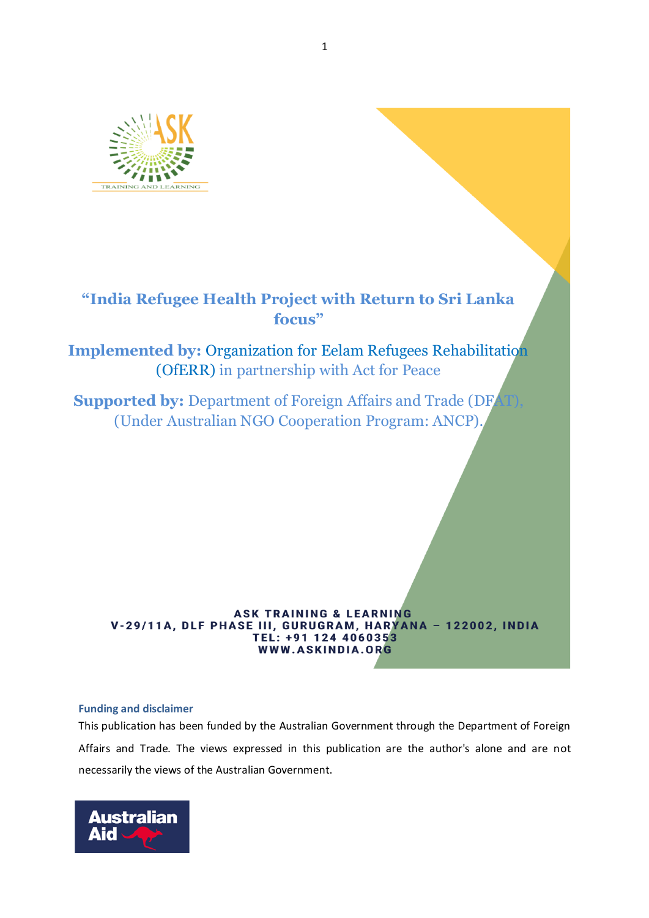# "India Refugee Health Project with Return to Sri Lanka focus"

**Implemented by:** Organization for Eelam Refugees Rehabilitation (OfERR) in partnership with Act for Peace

**Supported by:** Department of Foreign Affairs and Trade (DFAT), (Under Australian NGO Cooperation Program: ANCP).

**ASK TRAINING & LEARNING**
**V-29/11A, DLF PHASE III, GURUGRAM, HARYANA – 122002, INDIA**
**TEL: +91 124 4060353**
**WWW.ASKINDIA.ORG**

**Funding and disclaimer**

This publication has been funded by the Australian Government through the Department of Foreign Affairs and Trade. The views expressed in this publication are the author's alone and are not necessarily the views of the Australian Government.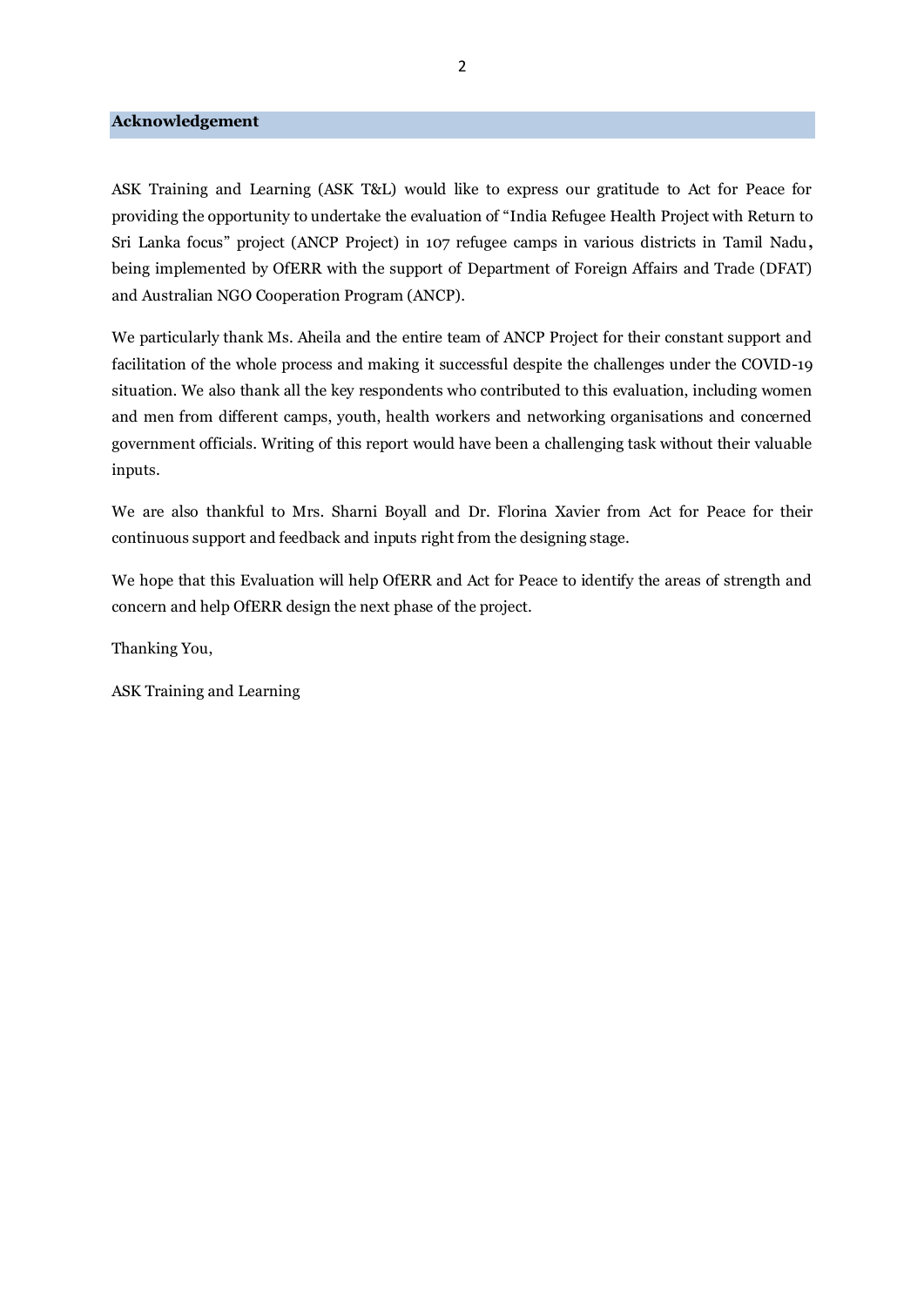## Acknowledgement

ASK Training and Learning (ASK T&L) would like to express our gratitude to Act for Peace for providing the opportunity to undertake the evaluation of "India Refugee Health Project with Return to Sri Lanka focus" project (ANCP Project) in 107 refugee camps in various districts in Tamil Nadu, being implemented by OfERR with the support of Department of Foreign Affairs and Trade (DFAT) and Australian NGO Cooperation Program (ANCP).

We particularly thank Ms. Aheila and the entire team of ANCP Project for their constant support and facilitation of the whole process and making it successful despite the challenges under the COVID-19 situation. We also thank all the key respondents who contributed to this evaluation, including women and men from different camps, youth, health workers and networking organisations and concerned government officials. Writing of this report would have been a challenging task without their valuable inputs.

We are also thankful to Mrs. Sharni Boyall and Dr. Florina Xavier from Act for Peace for their continuous support and feedback and inputs right from the designing stage.

We hope that this Evaluation will help OfERR and Act for Peace to identify the areas of strength and concern and help OfERR design the next phase of the project.

Thanking You,

ASK Training and Learning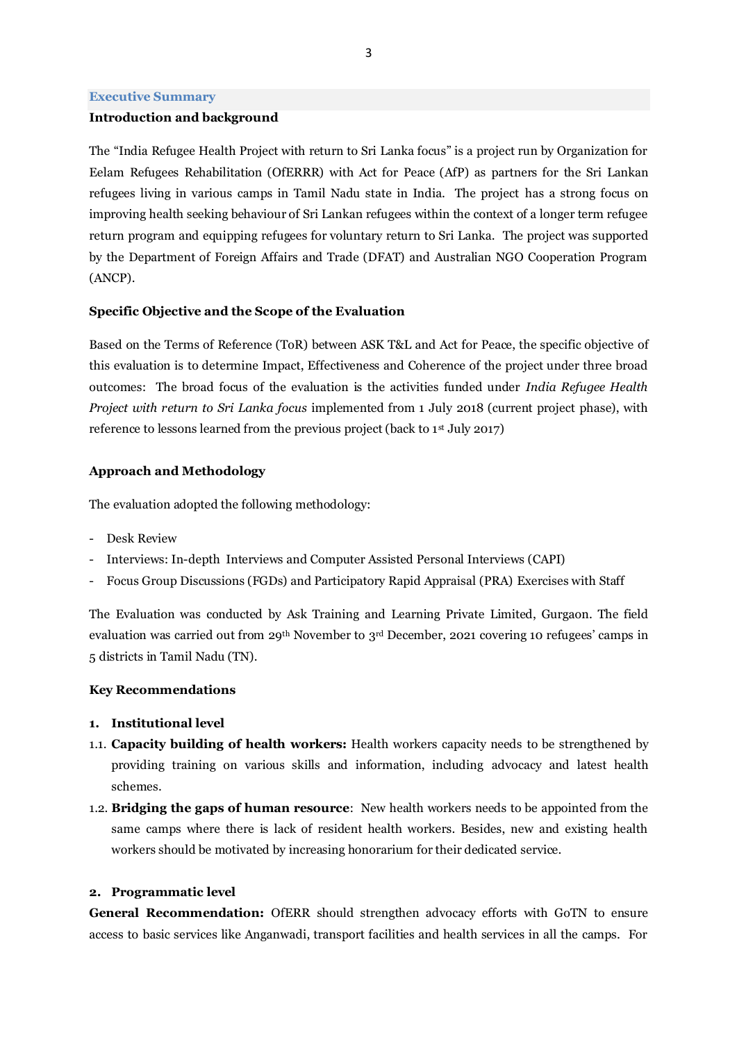## Executive Summary

### Introduction and background

The "India Refugee Health Project with return to Sri Lanka focus" is a project run by Organization for Eelam Refugees Rehabilitation (OfERRR) with Act for Peace (AfP) as partners for the Sri Lankan refugees living in various camps in Tamil Nadu state in India. The project has a strong focus on improving health seeking behaviour of Sri Lankan refugees within the context of a longer term refugee return program and equipping refugees for voluntary return to Sri Lanka. The project was supported by the Department of Foreign Affairs and Trade (DFAT) and Australian NGO Cooperation Program (ANCP).

### Specific Objective and the Scope of the Evaluation

Based on the Terms of Reference (ToR) between ASK T&L and Act for Peace, the specific objective of this evaluation is to determine Impact, Effectiveness and Coherence of the project under three broad outcomes: The broad focus of the evaluation is the activities funded under *India Refugee Health Project with return to Sri Lanka focus* implemented from 1 July 2018 (current project phase), with reference to lessons learned from the previous project (back to 1st July 2017)

### Approach and Methodology

The evaluation adopted the following methodology:

- Desk Review
- Interviews: In-depth Interviews and Computer Assisted Personal Interviews (CAPI)
- Focus Group Discussions (FGDs) and Participatory Rapid Appraisal (PRA) Exercises with Staff

The Evaluation was conducted by Ask Training and Learning Private Limited, Gurgaon. The field evaluation was carried out from 29th November to 3rd December, 2021 covering 10 refugees' camps in 5 districts in Tamil Nadu (TN).

### Key Recommendations

**1. Institutional level**

1.1. **Capacity building of health workers:** Health workers capacity needs to be strengthened by providing training on various skills and information, including advocacy and latest health schemes.

1.2. **Bridging the gaps of human resource**: New health workers needs to be appointed from the same camps where there is lack of resident health workers. Besides, new and existing health workers should be motivated by increasing honorarium for their dedicated service.

**2. Programmatic level**

**General Recommendation:** OfERR should strengthen advocacy efforts with GoTN to ensure access to basic services like Anganwadi, transport facilities and health services in all the camps. For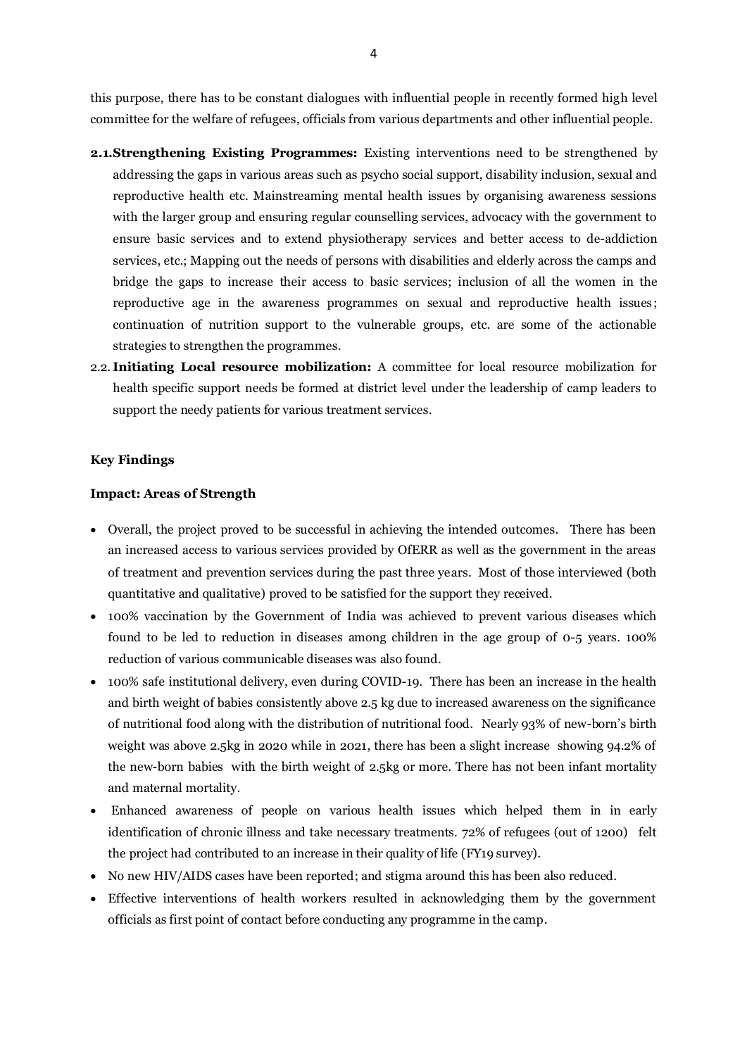this purpose, there has to be constant dialogues with influential people in recently formed high level committee for the welfare of refugees, officials from various departments and other influential people.

2.1. **Strengthening Existing Programmes:** Existing interventions need to be strengthened by addressing the gaps in various areas such as psycho social support, disability inclusion, sexual and reproductive health etc. Mainstreaming mental health issues by organising awareness sessions with the larger group and ensuring regular counselling services, advocacy with the government to ensure basic services and to extend physiotherapy services and better access to de-addiction services, etc.; Mapping out the needs of persons with disabilities and elderly across the camps and bridge the gaps to increase their access to basic services; inclusion of all the women in the reproductive age in the awareness programmes on sexual and reproductive health issues; continuation of nutrition support to the vulnerable groups, etc. are some of the actionable strategies to strengthen the programmes.

2.2. **Initiating Local resource mobilization:** A committee for local resource mobilization for health specific support needs be formed at district level under the leadership of camp leaders to support the needy patients for various treatment services.

**Key Findings**

**Impact: Areas of Strength**

- Overall, the project proved to be successful in achieving the intended outcomes. There has been an increased access to various services provided by OfERR as well as the government in the areas of treatment and prevention services during the past three years. Most of those interviewed (both quantitative and qualitative) proved to be satisfied for the support they received.
- 100% vaccination by the Government of India was achieved to prevent various diseases which found to be led to reduction in diseases among children in the age group of 0-5 years. 100% reduction of various communicable diseases was also found.
- 100% safe institutional delivery, even during COVID-19. There has been an increase in the health and birth weight of babies consistently above 2.5 kg due to increased awareness on the significance of nutritional food along with the distribution of nutritional food. Nearly 93% of new-born's birth weight was above 2.5kg in 2020 while in 2021, there has been a slight increase showing 94.2% of the new-born babies with the birth weight of 2.5kg or more. There has not been infant mortality and maternal mortality.
- Enhanced awareness of people on various health issues which helped them in in early identification of chronic illness and take necessary treatments. 72% of refugees (out of 1200) felt the project had contributed to an increase in their quality of life (FY19 survey).
- No new HIV/AIDS cases have been reported; and stigma around this has been also reduced.
- Effective interventions of health workers resulted in acknowledging them by the government officials as first point of contact before conducting any programme in the camp.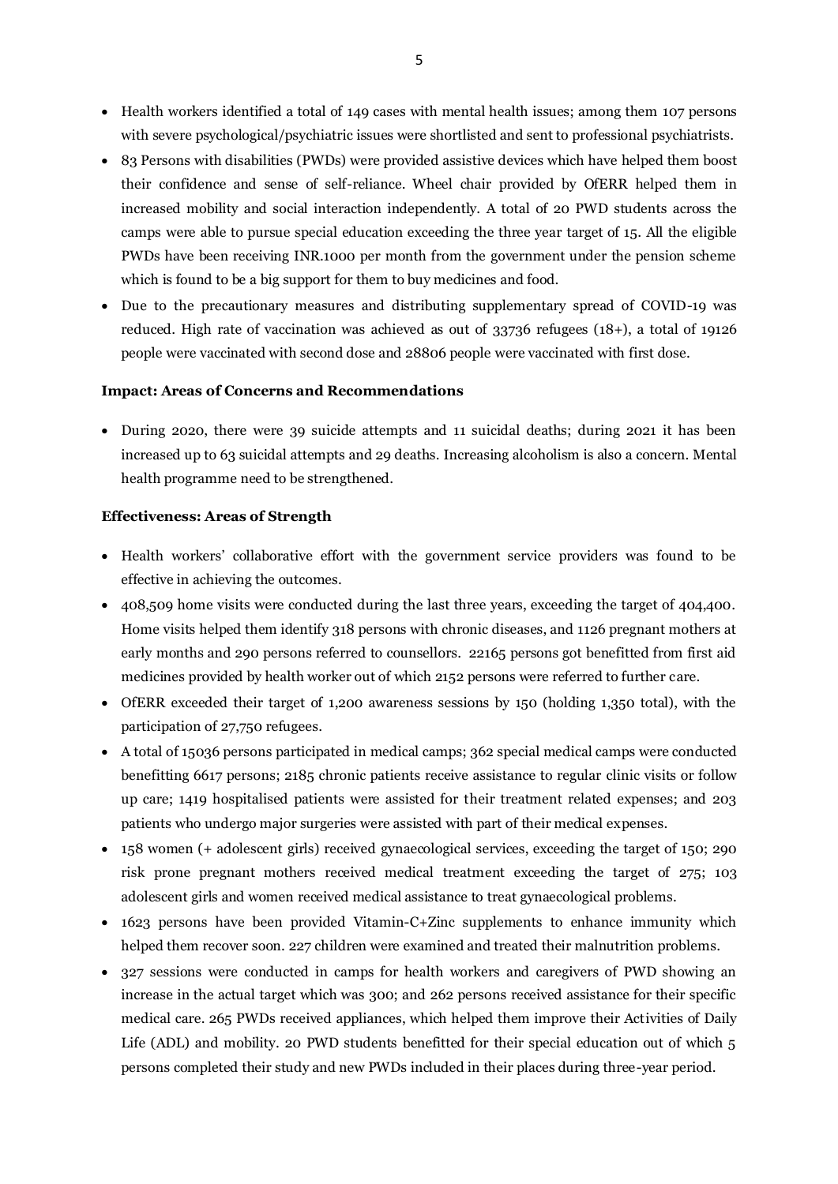- Health workers identified a total of 149 cases with mental health issues; among them 107 persons with severe psychological/psychiatric issues were shortlisted and sent to professional psychiatrists.
- 83 Persons with disabilities (PWDs) were provided assistive devices which have helped them boost their confidence and sense of self-reliance. Wheel chair provided by OfERR helped them in increased mobility and social interaction independently. A total of 20 PWD students across the camps were able to pursue special education exceeding the three year target of 15. All the eligible PWDs have been receiving INR.1000 per month from the government under the pension scheme which is found to be a big support for them to buy medicines and food.
- Due to the precautionary measures and distributing supplementary spread of COVID-19 was reduced. High rate of vaccination was achieved as out of 33736 refugees (18+), a total of 19126 people were vaccinated with second dose and 28806 people were vaccinated with first dose.

**Impact: Areas of Concerns and Recommendations**

- During 2020, there were 39 suicide attempts and 11 suicidal deaths; during 2021 it has been increased up to 63 suicidal attempts and 29 deaths. Increasing alcoholism is also a concern. Mental health programme need to be strengthened.

**Effectiveness: Areas of Strength**

- Health workers' collaborative effort with the government service providers was found to be effective in achieving the outcomes.
- 408,509 home visits were conducted during the last three years, exceeding the target of 404,400. Home visits helped them identify 318 persons with chronic diseases, and 1126 pregnant mothers at early months and 290 persons referred to counsellors. 22165 persons got benefitted from first aid medicines provided by health worker out of which 2152 persons were referred to further care.
- OfERR exceeded their target of 1,200 awareness sessions by 150 (holding 1,350 total), with the participation of 27,750 refugees.
- A total of 15036 persons participated in medical camps; 362 special medical camps were conducted benefitting 6617 persons; 2185 chronic patients receive assistance to regular clinic visits or follow up care; 1419 hospitalised patients were assisted for their treatment related expenses; and 203 patients who undergo major surgeries were assisted with part of their medical expenses.
- 158 women (+ adolescent girls) received gynaecological services, exceeding the target of 150; 290 risk prone pregnant mothers received medical treatment exceeding the target of 275; 103 adolescent girls and women received medical assistance to treat gynaecological problems.
- 1623 persons have been provided Vitamin-C+Zinc supplements to enhance immunity which helped them recover soon. 227 children were examined and treated their malnutrition problems.
- 327 sessions were conducted in camps for health workers and caregivers of PWD showing an increase in the actual target which was 300; and 262 persons received assistance for their specific medical care. 265 PWDs received appliances, which helped them improve their Activities of Daily Life (ADL) and mobility. 20 PWD students benefitted for their special education out of which 5 persons completed their study and new PWDs included in their places during three-year period.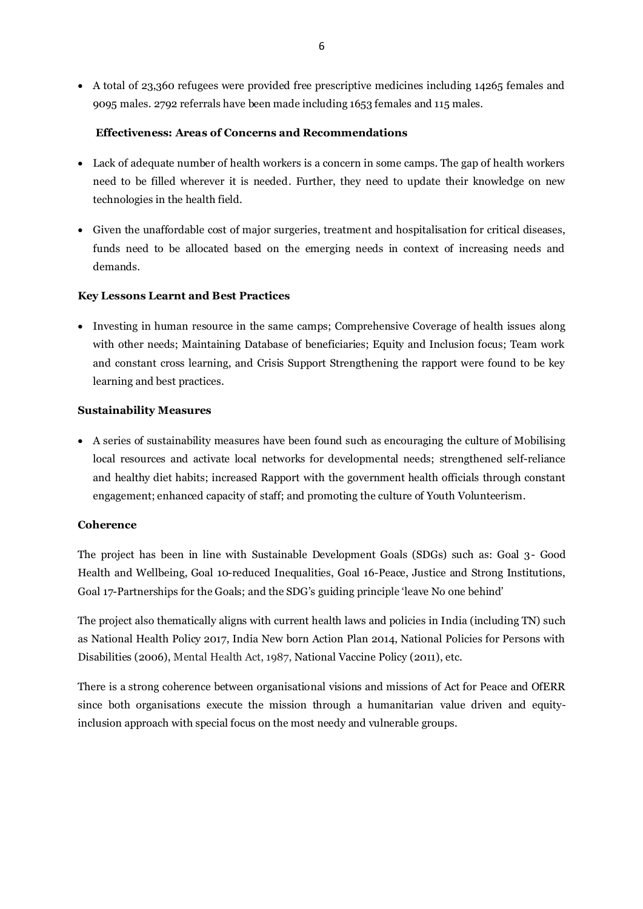- A total of 23,360 refugees were provided free prescriptive medicines including 14265 females and 9095 males. 2792 referrals have been made including 1653 females and 115 males.

**Effectiveness: Areas of Concerns and Recommendations**

- Lack of adequate number of health workers is a concern in some camps. The gap of health workers need to be filled wherever it is needed. Further, they need to update their knowledge on new technologies in the health field.
- Given the unaffordable cost of major surgeries, treatment and hospitalisation for critical diseases, funds need to be allocated based on the emerging needs in context of increasing needs and demands.

**Key Lessons Learnt and Best Practices**

- Investing in human resource in the same camps; Comprehensive Coverage of health issues along with other needs; Maintaining Database of beneficiaries; Equity and Inclusion focus; Team work and constant cross learning, and Crisis Support Strengthening the rapport were found to be key learning and best practices.

**Sustainability Measures**

- A series of sustainability measures have been found such as encouraging the culture of Mobilising local resources and activate local networks for developmental needs; strengthened self-reliance and healthy diet habits; increased Rapport with the government health officials through constant engagement; enhanced capacity of staff; and promoting the culture of Youth Volunteerism.

**Coherence**

The project has been in line with Sustainable Development Goals (SDGs) such as: Goal 3- Good Health and Wellbeing, Goal 10-reduced Inequalities, Goal 16-Peace, Justice and Strong Institutions, Goal 17-Partnerships for the Goals; and the SDG's guiding principle 'leave No one behind'

The project also thematically aligns with current health laws and policies in India (including TN) such as National Health Policy 2017, India New born Action Plan 2014, National Policies for Persons with Disabilities (2006), Mental Health Act, 1987, National Vaccine Policy (2011), etc.

There is a strong coherence between organisational visions and missions of Act for Peace and OfERR since both organisations execute the mission through a humanitarian value driven and equity-inclusion approach with special focus on the most needy and vulnerable groups.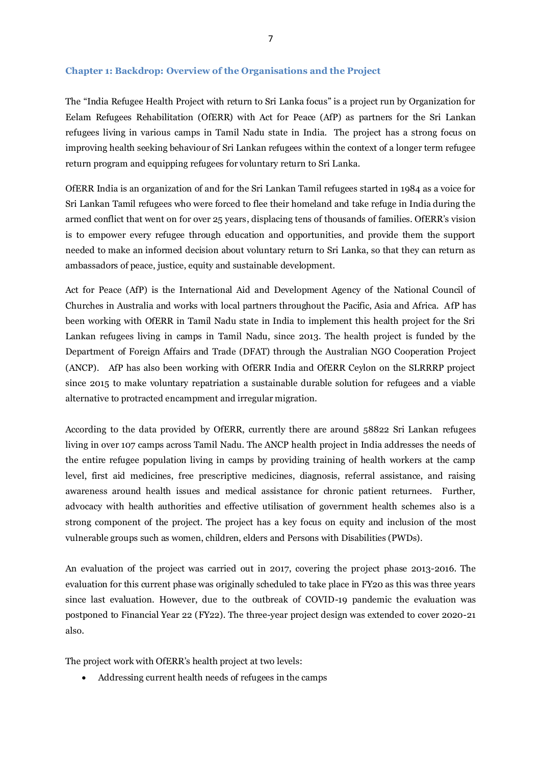## Chapter 1: Backdrop: Overview of the Organisations and the Project

The "India Refugee Health Project with return to Sri Lanka focus" is a project run by Organization for Eelam Refugees Rehabilitation (OfERR) with Act for Peace (AfP) as partners for the Sri Lankan refugees living in various camps in Tamil Nadu state in India. The project has a strong focus on improving health seeking behaviour of Sri Lankan refugees within the context of a longer term refugee return program and equipping refugees for voluntary return to Sri Lanka.

OfERR India is an organization of and for the Sri Lankan Tamil refugees started in 1984 as a voice for Sri Lankan Tamil refugees who were forced to flee their homeland and take refuge in India during the armed conflict that went on for over 25 years, displacing tens of thousands of families. OfERR's vision is to empower every refugee through education and opportunities, and provide them the support needed to make an informed decision about voluntary return to Sri Lanka, so that they can return as ambassadors of peace, justice, equity and sustainable development.

Act for Peace (AfP) is the International Aid and Development Agency of the National Council of Churches in Australia and works with local partners throughout the Pacific, Asia and Africa. AfP has been working with OfERR in Tamil Nadu state in India to implement this health project for the Sri Lankan refugees living in camps in Tamil Nadu, since 2013. The health project is funded by the Department of Foreign Affairs and Trade (DFAT) through the Australian NGO Cooperation Project (ANCP). AfP has also been working with OfERR India and OfERR Ceylon on the SLRRRP project since 2015 to make voluntary repatriation a sustainable durable solution for refugees and a viable alternative to protracted encampment and irregular migration.

According to the data provided by OfERR, currently there are around 58822 Sri Lankan refugees living in over 107 camps across Tamil Nadu. The ANCP health project in India addresses the needs of the entire refugee population living in camps by providing training of health workers at the camp level, first aid medicines, free prescriptive medicines, diagnosis, referral assistance, and raising awareness around health issues and medical assistance for chronic patient returnees. Further, advocacy with health authorities and effective utilisation of government health schemes also is a strong component of the project. The project has a key focus on equity and inclusion of the most vulnerable groups such as women, children, elders and Persons with Disabilities (PWDs).

An evaluation of the project was carried out in 2017, covering the project phase 2013-2016. The evaluation for this current phase was originally scheduled to take place in FY20 as this was three years since last evaluation. However, due to the outbreak of COVID-19 pandemic the evaluation was postponed to Financial Year 22 (FY22). The three-year project design was extended to cover 2020-21 also.

The project work with OfERR's health project at two levels:

- Addressing current health needs of refugees in the camps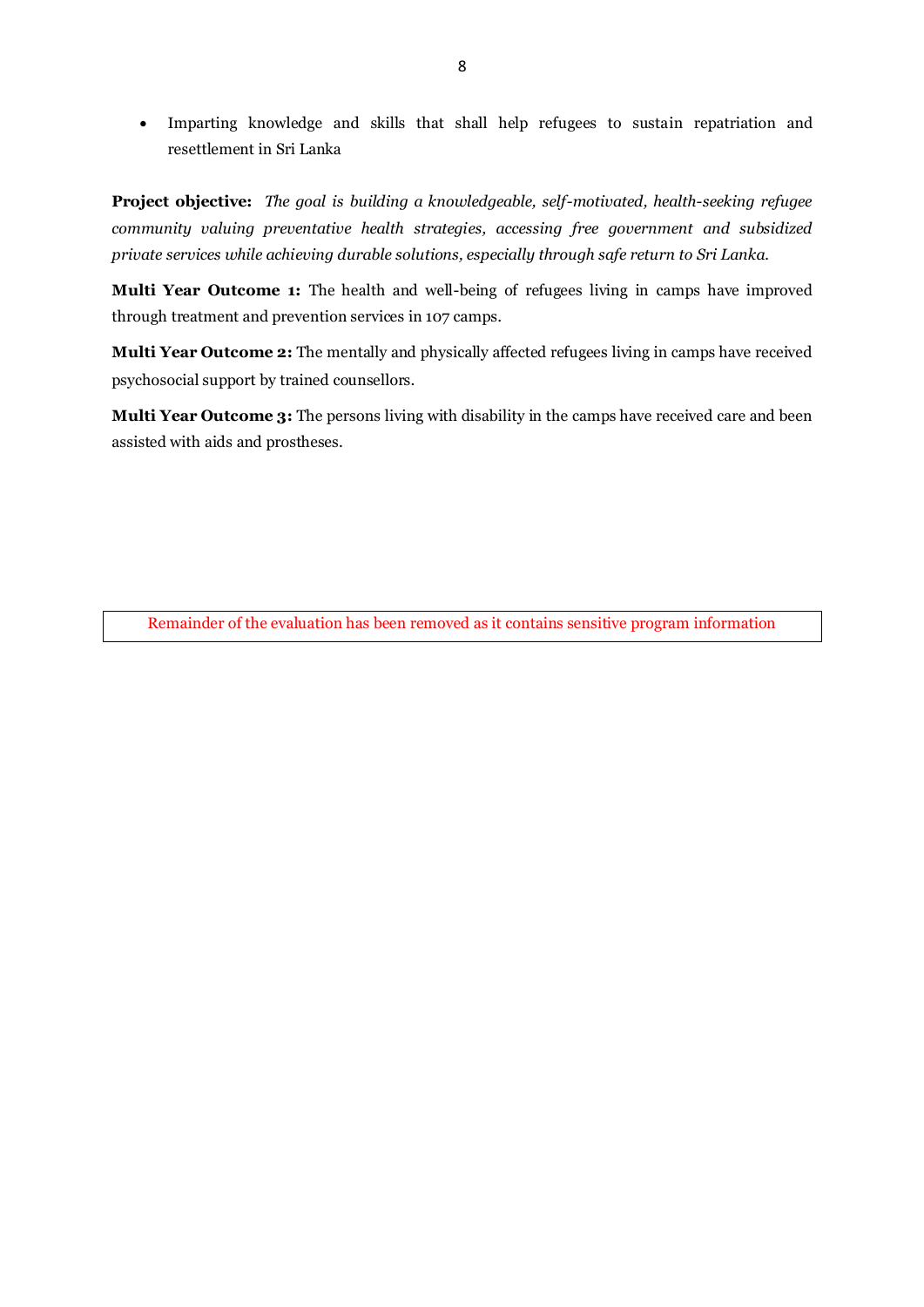- Imparting knowledge and skills that shall help refugees to sustain repatriation and resettlement in Sri Lanka

**Project objective:** *The goal is building a knowledgeable, self-motivated, health-seeking refugee community valuing preventative health strategies, accessing free government and subsidized private services while achieving durable solutions, especially through safe return to Sri Lanka.*

**Multi Year Outcome 1:** The health and well-being of refugees living in camps have improved through treatment and prevention services in 107 camps.

**Multi Year Outcome 2:** The mentally and physically affected refugees living in camps have received psychosocial support by trained counsellors.

**Multi Year Outcome 3:** The persons living with disability in the camps have received care and been assisted with aids and prostheses.

Remainder of the evaluation has been removed as it contains sensitive program information